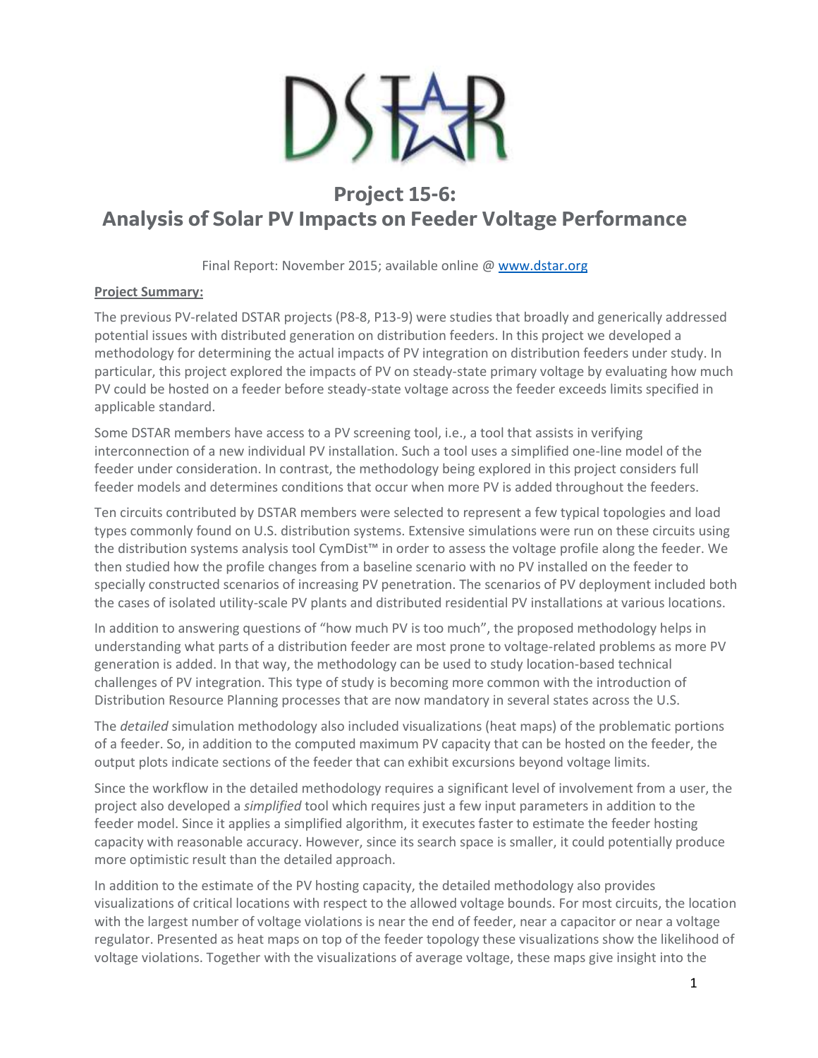# Project 15-6: Analysis of Solar PV Impacts on Feeder Voltage Performance

Final Report: November 2015; available online @ www.dstar.org

**Project Summary:**

The previous PV-related DSTAR projects (P8-8, P13-9) were studies that broadly and generically addressed potential issues with distributed generation on distribution feeders. In this project we developed a methodology for determining the actual impacts of PV integration on distribution feeders under study. In particular, this project explored the impacts of PV on steady-state primary voltage by evaluating how much PV could be hosted on a feeder before steady-state voltage across the feeder exceeds limits specified in applicable standard.

Some DSTAR members have access to a PV screening tool, i.e., a tool that assists in verifying interconnection of a new individual PV installation. Such a tool uses a simplified one-line model of the feeder under consideration. In contrast, the methodology being explored in this project considers full feeder models and determines conditions that occur when more PV is added throughout the feeders.

Ten circuits contributed by DSTAR members were selected to represent a few typical topologies and load types commonly found on U.S. distribution systems. Extensive simulations were run on these circuits using the distribution systems analysis tool CymDist™ in order to assess the voltage profile along the feeder. We then studied how the profile changes from a baseline scenario with no PV installed on the feeder to specially constructed scenarios of increasing PV penetration. The scenarios of PV deployment included both the cases of isolated utility-scale PV plants and distributed residential PV installations at various locations.

In addition to answering questions of "how much PV is too much", the proposed methodology helps in understanding what parts of a distribution feeder are most prone to voltage-related problems as more PV generation is added. In that way, the methodology can be used to study location-based technical challenges of PV integration. This type of study is becoming more common with the introduction of Distribution Resource Planning processes that are now mandatory in several states across the U.S.

The *detailed* simulation methodology also included visualizations (heat maps) of the problematic portions of a feeder. So, in addition to the computed maximum PV capacity that can be hosted on the feeder, the output plots indicate sections of the feeder that can exhibit excursions beyond voltage limits.

Since the workflow in the detailed methodology requires a significant level of involvement from a user, the project also developed a *simplified* tool which requires just a few input parameters in addition to the feeder model. Since it applies a simplified algorithm, it executes faster to estimate the feeder hosting capacity with reasonable accuracy. However, since its search space is smaller, it could potentially produce more optimistic result than the detailed approach.

In addition to the estimate of the PV hosting capacity, the detailed methodology also provides visualizations of critical locations with respect to the allowed voltage bounds. For most circuits, the location with the largest number of voltage violations is near the end of feeder, near a capacitor or near a voltage regulator. Presented as heat maps on top of the feeder topology these visualizations show the likelihood of voltage violations. Together with the visualizations of average voltage, these maps give insight into the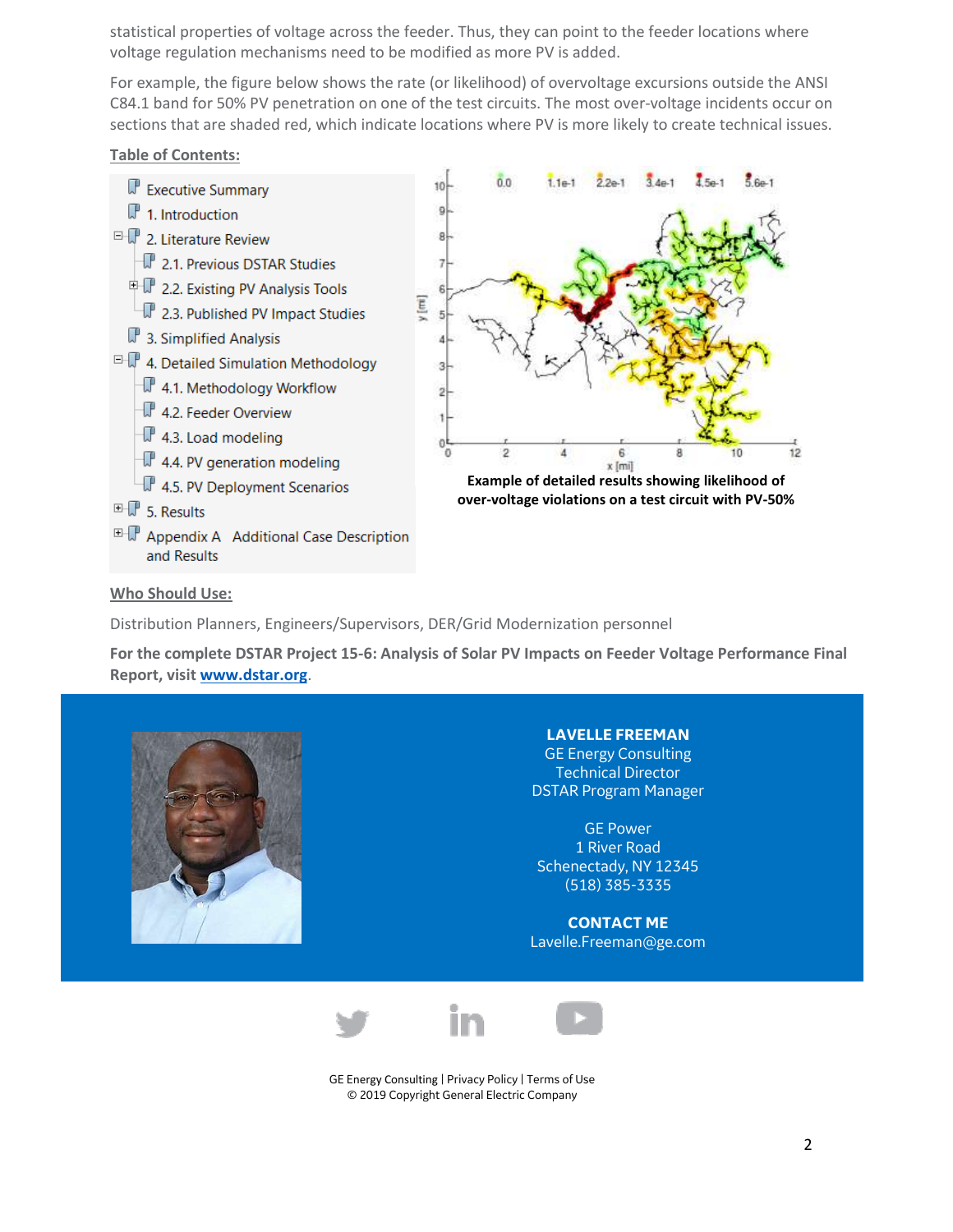statistical properties of voltage across the feeder. Thus, they can point to the feeder locations where voltage regulation mechanisms need to be modified as more PV is added.

For example, the figure below shows the rate (or likelihood) of overvoltage excursions outside the ANSI C84.1 band for 50% PV penetration on one of the test circuits. The most over-voltage incidents occur on sections that are shaded red, which indicate locations where PV is more likely to create technical issues.

**Table of Contents:**

- Executive Summary
- 1. Introduction
- 2. Literature Review
  - 2.1. Previous DSTAR Studies
  - 2.2. Existing PV Analysis Tools
  - 2.3. Published PV Impact Studies
- 3. Simplified Analysis
- 4. Detailed Simulation Methodology
  - 4.1. Methodology Workflow
  - 4.2. Feeder Overview
  - 4.3. Load modeling
  - 4.4. PV generation modeling
  - 4.5. PV Deployment Scenarios
- 5. Results
- Appendix A Additional Case Description and Results

0.0 1.1e-1 2.2e-1 3.4e-1 4.5e-1 5.6e-1

y [mi]

x [mi]

**Example of detailed results showing likelihood of over-voltage violations on a test circuit with PV-50%**

**Who Should Use:**

Distribution Planners, Engineers/Supervisors, DER/Grid Modernization personnel

**For the complete DSTAR Project 15-6: Analysis of Solar PV Impacts on Feeder Voltage Performance Final Report, visit [www.dstar.org](www.dstar.org).**

**LAVELLE FREEMAN**
GE Energy Consulting
Technical Director
DSTAR Program Manager

GE Power
1 River Road
Schenectady, NY 12345
(518) 385-3335

**CONTACT ME**
Lavelle.Freeman@ge.com

GE Energy Consulting | Privacy Policy | Terms of Use
© 2019 Copyright General Electric Company